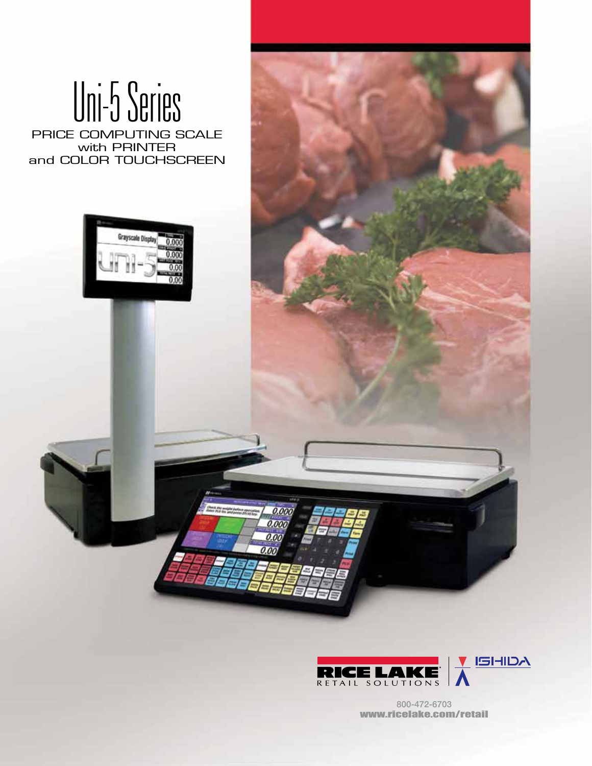# Uni-5 Series

PRICE COMPUTING SCALE
with PRINTER
and COLOR TOUCHSCREEN

RICE LAKE RETAIL SOLUTIONS | ISHIDA

800-472-6703
www.ricelake.com/retail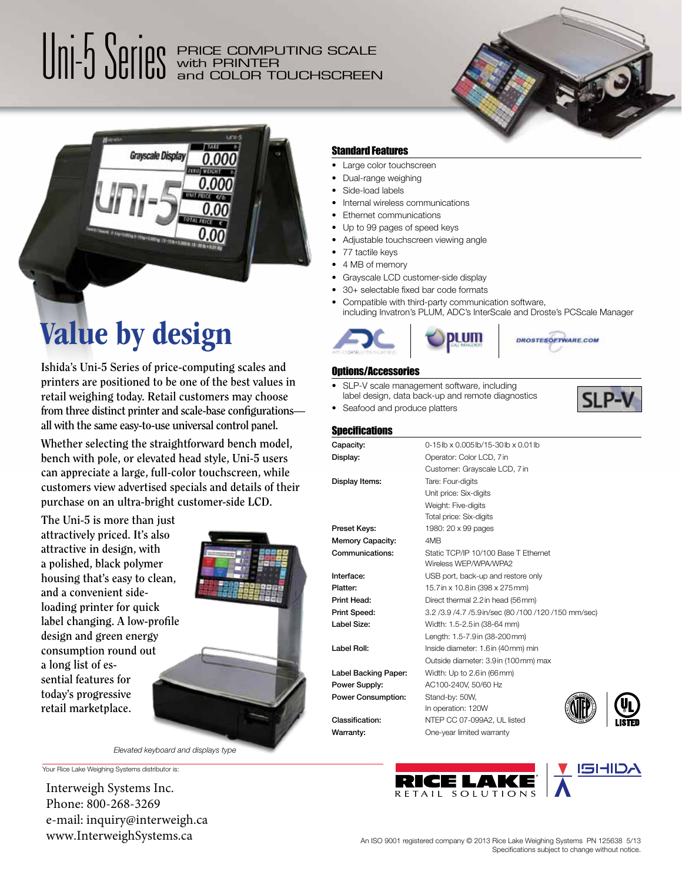# Uni-5 Series PRICE COMPUTING SCALE with PRINTER and COLOR TOUCHSCREEN

# Value by design

Ishida's Uni-5 Series of price-computing scales and printers are positioned to be one of the best values in retail weighing today. Retail customers may choose from three distinct printer and scale-base configurations—all with the same easy-to-use universal control panel.

Whether selecting the straightforward bench model, bench with pole, or elevated head style, Uni-5 users can appreciate a large, full-color touchscreen, while customers view advertised specials and details of their purchase on an ultra-bright customer-side LCD.

The Uni-5 is more than just attractively priced. It's also attractive in design, with a polished, black polymer housing that's easy to clean, and a convenient side-loading printer for quick label changing. A low-profile design and green energy consumption round out a long list of essential features for today's progressive retail marketplace.

*Elevated keyboard and displays type*

## Standard Features

- Large color touchscreen
- Dual-range weighing
- Side-load labels
- Internal wireless communications
- Ethernet communications
- Up to 99 pages of speed keys
- Adjustable touchscreen viewing angle
- 77 tactile keys
- 4 MB of memory
- Grayscale LCD customer-side display
- 30+ selectable fixed bar code formats
- Compatible with third-party communication software, including Invatron's PLUM, ADC's InterScale and Droste's PCScale Manager

## Options/Accessories

- SLP-V scale management software, including label design, data back-up and remote diagnostics
- Seafood and produce platters

## Specifications

| | |
|---|---|
| Capacity: | 0-15 lb x 0.005 lb/15-30 lb x 0.01 lb |
| Display: | Operator: Color LCD, 7 in<br>Customer: Grayscale LCD, 7 in |
| Display Items: | Tare: Four-digits<br>Unit price: Six-digits<br>Weight: Five-digits<br>Total price: Six-digits |
| Preset Keys: | 1980: 20 x 99 pages |
| Memory Capacity: | 4MB |
| Communications: | Static TCP/IP 10/100 Base T Ethernet<br>Wireless WEP/WPA/WPA2 |
| Interface: | USB port, back-up and restore only |
| Platter: | 15.7 in x 10.8 in (398 x 275 mm) |
| Print Head: | Direct thermal 2.2 in head (56 mm) |
| Print Speed: | 3.2 /3.9 /4.7 /5.9 in/sec (80 /100 /120 /150 mm/sec) |
| Label Size: | Width: 1.5-2.5 in (38-64 mm)<br>Length: 1.5-7.9 in (38-200 mm) |
| Label Roll: | Inside diameter: 1.6 in (40 mm) min<br>Outside diameter: 3.9 in (100 mm) max |
| Label Backing Paper: | Width: Up to 2.6 in (66 mm) |
| Power Supply: | AC100-240V, 50/60 Hz |
| Power Consumption: | Stand-by: 50W,<br>In operation: 120W |
| Classification: | NTEP CC 07-099A2, UL listed |
| Warranty: | One-year limited warranty |

Your Rice Lake Weighing Systems distributor is:

Interweigh Systems Inc.
Phone: 800-268-3269
e-mail: inquiry@interweigh.ca
www.InterweighSystems.ca

RICE LAKE RETAIL SOLUTIONS | ISHIDA

An ISO 9001 registered company © 2013 Rice Lake Weighing Systems PN 125638 5/13
Specifications subject to change without notice.